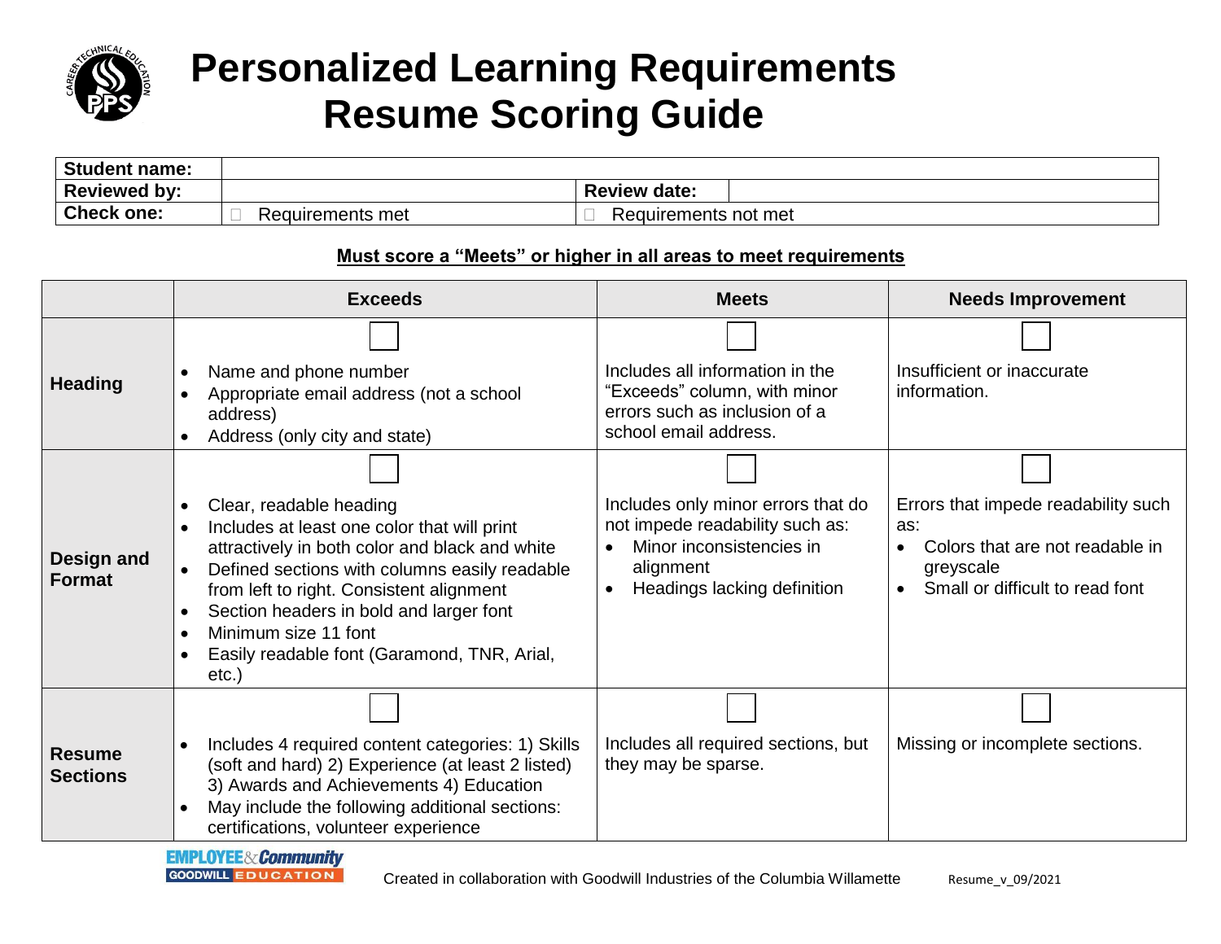# Personalized Learning Requirements Resume Scoring Guide

| Student name: | | | |
|---|---|---|---|
| Reviewed by: | | Review date: | |
| Check one: | ☐ Requirements met | ☐ Requirements not met | |

**Must score a "Meets" or higher in all areas to meet requirements**

| | Exceeds | Meets | Needs Improvement |
|---|---|---|---|
| **Heading** | ☐<br>• Name and phone number<br>• Appropriate email address (not a school address)<br>• Address (only city and state) | ☐<br>Includes all information in the "Exceeds" column, with minor errors such as inclusion of a school email address. | ☐<br>Insufficient or inaccurate information. |
| **Design and Format** | ☐<br>• Clear, readable heading<br>• Includes at least one color that will print attractively in both color and black and white<br>• Defined sections with columns easily readable from left to right. Consistent alignment<br>• Section headers in bold and larger font<br>• Minimum size 11 font<br>• Easily readable font (Garamond, TNR, Arial, etc.) | ☐<br>Includes only minor errors that do not impede readability such as:<br>• Minor inconsistencies in alignment<br>• Headings lacking definition | ☐<br>Errors that impede readability such as:<br>• Colors that are not readable in greyscale<br>• Small or difficult to read font |
| **Resume Sections** | ☐<br>• Includes 4 required content categories: 1) Skills (soft and hard) 2) Experience (at least 2 listed) 3) Awards and Achievements 4) Education<br>• May include the following additional sections: certifications, volunteer experience | ☐<br>Includes all required sections, but they may be sparse. | ☐<br>Missing or incomplete sections. |

Created in collaboration with Goodwill Industries of the Columbia Willamette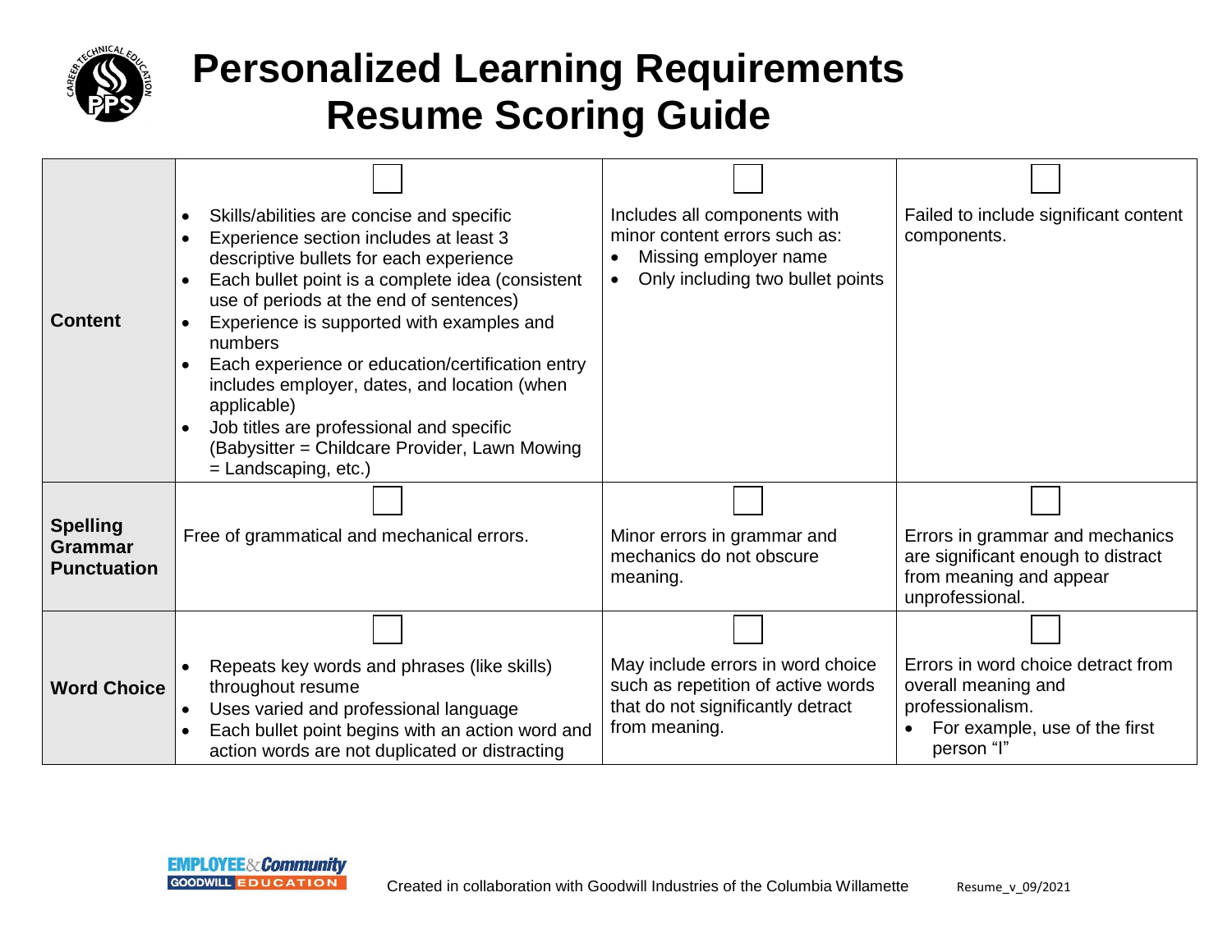# Personalized Learning Requirements
# Resume Scoring Guide

| | | | |
|---|---|---|---|
| **Content** | ☐ <br>• Skills/abilities are concise and specific<br>• Experience section includes at least 3 descriptive bullets for each experience<br>• Each bullet point is a complete idea (consistent use of periods at the end of sentences)<br>• Experience is supported with examples and numbers<br>• Each experience or education/certification entry includes employer, dates, and location (when applicable)<br>• Job titles are professional and specific (Babysitter = Childcare Provider, Lawn Mowing = Landscaping, etc.) | ☐ <br>Includes all components with minor content errors such as:<br>• Missing employer name<br>• Only including two bullet points | ☐ <br>Failed to include significant content components. |
| **Spelling Grammar Punctuation** | ☐ <br>Free of grammatical and mechanical errors. | ☐ <br>Minor errors in grammar and mechanics do not obscure meaning. | ☐ <br>Errors in grammar and mechanics are significant enough to distract from meaning and appear unprofessional. |
| **Word Choice** | ☐ <br>• Repeats key words and phrases (like skills) throughout resume<br>• Uses varied and professional language<br>• Each bullet point begins with an action word and action words are not duplicated or distracting | ☐ <br>May include errors in word choice such as repetition of active words that do not significantly detract from meaning. | ☐ <br>Errors in word choice detract from overall meaning and professionalism.<br>• For example, use of the first person "I" |

Created in collaboration with Goodwill Industries of the Columbia Willamette

Resume_v_09/2021